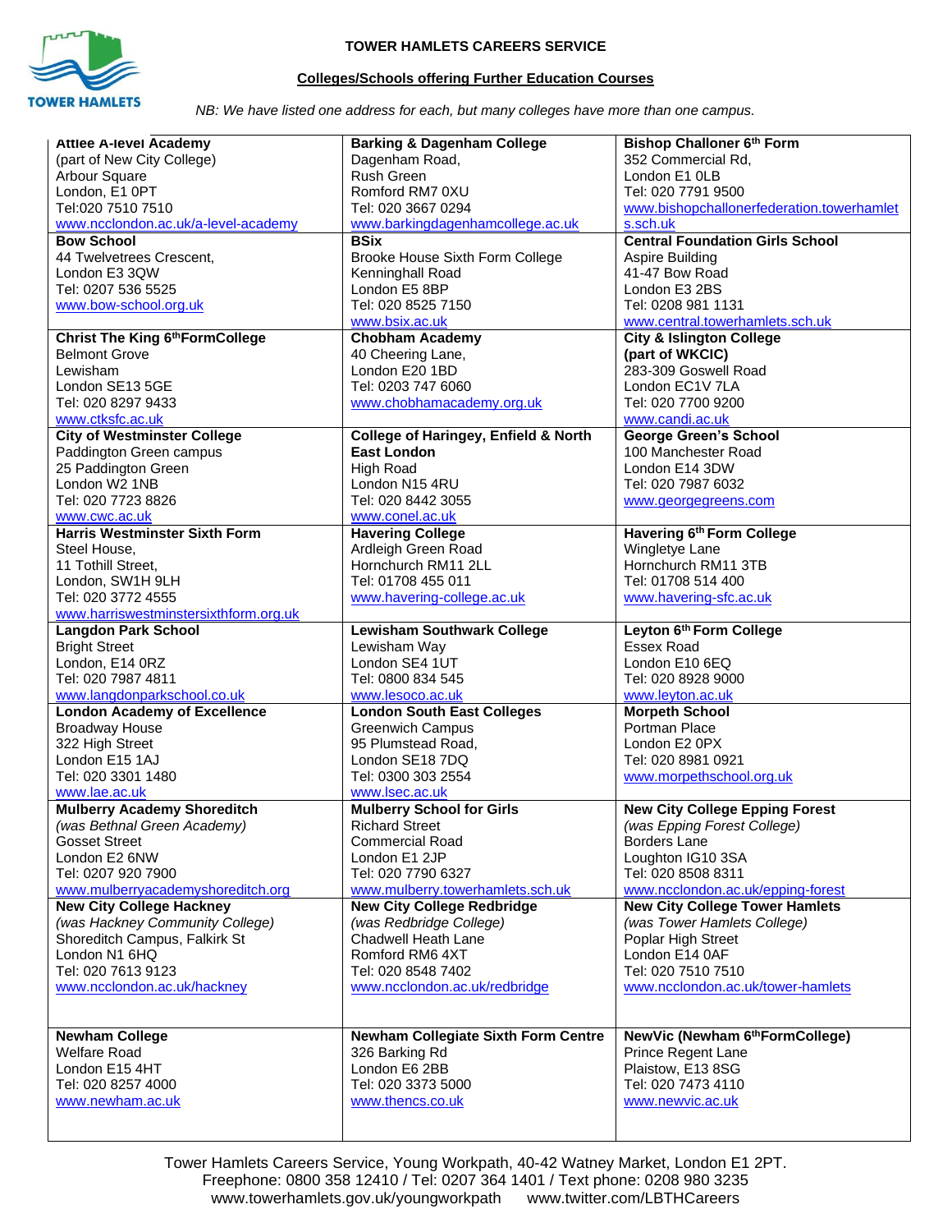**TOWER HAMLETS CAREERS SERVICE**

**Colleges/Schools offering Further Education Courses**

*NB: We have listed one address for each, but many colleges have more than one campus.*

| | | |
|---|---|---|
| **Attlee A-level Academy**<br>(part of New City College)<br>Arbour Square<br>London, E1 0PT<br>Tel:020 7510 7510<br>www.ncclondon.ac.uk/a-level-academy | **Barking & Dagenham College**<br>Dagenham Road,<br>Rush Green<br>Romford RM7 0XU<br>Tel: 020 3667 0294<br>www.barkingdagenhamcollege.ac.uk | **Bishop Challoner 6th Form**<br>352 Commercial Rd,<br>London E1 0LB<br>Tel: 020 7791 9500<br>www.bishopchallonerfederation.towerhamlets.sch.uk |
| **Bow School**<br>44 Twelvetrees Crescent,<br>London E3 3QW<br>Tel: 0207 536 5525<br>www.bow-school.org.uk | **BSix**<br>Brooke House Sixth Form College<br>Kenninghall Road<br>London E5 8BP<br>Tel: 020 8525 7150<br>www.bsix.ac.uk | **Central Foundation Girls School**<br>Aspire Building<br>41-47 Bow Road<br>London E3 2BS<br>Tel: 0208 981 1131<br>www.central.towerhamlets.sch.uk |
| **Christ The King 6thFormCollege**<br>Belmont Grove<br>Lewisham<br>London SE13 5GE<br>Tel: 020 8297 9433<br>www.ctksfc.ac.uk | **Chobham Academy**<br>40 Cheering Lane,<br>London E20 1BD<br>Tel: 0203 747 6060<br>www.chobhamacademy.org.uk | **City & Islington College**<br>**(part of WKCIC)**<br>283-309 Goswell Road<br>London EC1V 7LA<br>Tel: 020 7700 9200<br>www.candi.ac.uk |
| **City of Westminster College**<br>Paddington Green campus<br>25 Paddington Green<br>London W2 1NB<br>Tel: 020 7723 8826<br>www.cwc.ac.uk | **College of Haringey, Enfield & North East London**<br>High Road<br>London N15 4RU<br>Tel: 020 8442 3055<br>www.conel.ac.uk | **George Green's School**<br>100 Manchester Road<br>London E14 3DW<br>Tel: 020 7987 6032<br>www.georgegreens.com |
| **Harris Westminster Sixth Form**<br>Steel House,<br>11 Tothill Street,<br>London, SW1H 9LH<br>Tel: 020 3772 4555<br>www.harriswestminstersixthform.org.uk | **Havering College**<br>Ardleigh Green Road<br>Hornchurch RM11 2LL<br>Tel: 01708 455 011<br>www.havering-college.ac.uk | **Havering 6th Form College**<br>Wingletye Lane<br>Hornchurch RM11 3TB<br>Tel: 01708 514 400<br>www.havering-sfc.ac.uk |
| **Langdon Park School**<br>Bright Street<br>London, E14 0RZ<br>Tel: 020 7987 4811<br>www.langdonparkschool.co.uk | **Lewisham Southwark College**<br>Lewisham Way<br>London SE4 1UT<br>Tel: 0800 834 545<br>www.lesoco.ac.uk | **Leyton 6th Form College**<br>Essex Road<br>London E10 6EQ<br>Tel: 020 8928 9000<br>www.leyton.ac.uk |
| **London Academy of Excellence**<br>Broadway House<br>322 High Street<br>London E15 1AJ<br>Tel: 020 3301 1480<br>www.lae.ac.uk | **London South East Colleges**<br>Greenwich Campus<br>95 Plumstead Road,<br>London SE18 7DQ<br>Tel: 0300 303 2554<br>www.lsec.ac.uk | **Morpeth School**<br>Portman Place<br>London E2 0PX<br>Tel: 020 8981 0921<br>www.morpethschool.org.uk |
| **Mulberry Academy Shoreditch**<br>*(was Bethnal Green Academy)*<br>Gosset Street<br>London E2 6NW<br>Tel: 0207 920 7900<br>www.mulberryacademyshoreditch.org | **Mulberry School for Girls**<br>Richard Street<br>Commercial Road<br>London E1 2JP<br>Tel: 020 7790 6327<br>www.mulberry.towerhamlets.sch.uk | **New City College Epping Forest**<br>*(was Epping Forest College)*<br>Borders Lane<br>Loughton IG10 3SA<br>Tel: 020 8508 8311<br>www.ncclondon.ac.uk/epping-forest |
| **New City College Hackney**<br>*(was Hackney Community College)*<br>Shoreditch Campus, Falkirk St<br>London N1 6HQ<br>Tel: 020 7613 9123<br>www.ncclondon.ac.uk/hackney | **New City College Redbridge**<br>*(was Redbridge College)*<br>Chadwell Heath Lane<br>Romford RM6 4XT<br>Tel: 020 8548 7402<br>www.ncclondon.ac.uk/redbridge | **New City College Tower Hamlets**<br>*(was Tower Hamlets College)*<br>Poplar High Street<br>London E14 0AF<br>Tel: 020 7510 7510<br>www.ncclondon.ac.uk/tower-hamlets |
| **Newham College**<br>Welfare Road<br>London E15 4HT<br>Tel: 020 8257 4000<br>www.newham.ac.uk | **Newham Collegiate Sixth Form Centre**<br>326 Barking Rd<br>London E6 2BB<br>Tel: 020 3373 5000<br>www.thencs.co.uk | **NewVic (Newham 6thFormCollege)**<br>Prince Regent Lane<br>Plaistow, E13 8SG<br>Tel: 020 7473 4110<br>www.newvic.ac.uk |

Tower Hamlets Careers Service, Young Workpath, 40-42 Watney Market, London E1 2PT.
Freephone: 0800 358 12410 / Tel: 0207 364 1401 / Text phone: 0208 980 3235
www.towerhamlets.gov.uk/youngworkpath www.twitter.com/LBTHCareers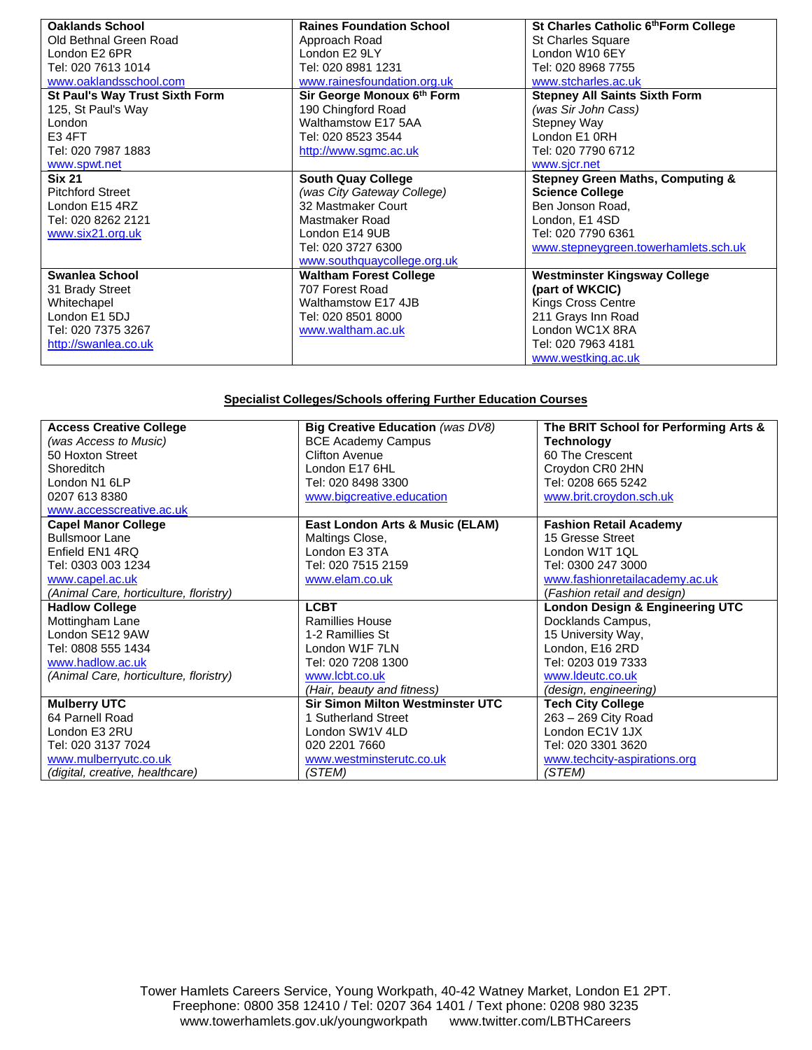| | | |
|---|---|---|
| **Oaklands School**<br>Old Bethnal Green Road<br>London E2 6PR<br>Tel: 020 7613 1014<br>www.oaklandsschool.com | **Raines Foundation School**<br>Approach Road<br>London E2 9LY<br>Tel: 020 8981 1231<br>www.rainesfoundation.org.uk | **St Charles Catholic 6th Form College**<br>St Charles Square<br>London W10 6EY<br>Tel: 020 8968 7755<br>www.stcharles.ac.uk |
| **St Paul's Way Trust Sixth Form**<br>125, St Paul's Way<br>London<br>E3 4FT<br>Tel: 020 7987 1883<br>www.spwt.net | **Sir George Monoux 6th Form**<br>190 Chingford Road<br>Walthamstow E17 5AA<br>Tel: 020 8523 3544<br>http://www.sgmc.ac.uk | **Stepney All Saints Sixth Form**<br>*(was Sir John Cass)*<br>Stepney Way<br>London E1 0RH<br>Tel: 020 7790 6712<br>www.sjcr.net |
| **Six 21**<br>Pitchford Street<br>London E15 4RZ<br>Tel: 020 8262 2121<br>www.six21.org.uk | **South Quay College**<br>*(was City Gateway College)*<br>32 Mastmaker Court<br>Mastmaker Road<br>London E14 9UB<br>Tel: 020 3727 6300<br>www.southquaycollege.org.uk | **Stepney Green Maths, Computing & Science College**<br>Ben Jonson Road,<br>London, E1 4SD<br>Tel: 020 7790 6361<br>www.stepneygreen.towerhamlets.sch.uk |
| **Swanlea School**<br>31 Brady Street<br>Whitechapel<br>London E1 5DJ<br>Tel: 020 7375 3267<br>http://swanlea.co.uk | **Waltham Forest College**<br>707 Forest Road<br>Walthamstow E17 4JB<br>Tel: 020 8501 8000<br>www.waltham.ac.uk | **Westminster Kingsway College (part of WKCIC)**<br>Kings Cross Centre<br>211 Grays Inn Road<br>London WC1X 8RA<br>Tel: 020 7963 4181<br>www.westking.ac.uk |

## Specialist Colleges/Schools offering Further Education Courses

| | | |
|---|---|---|
| **Access Creative College**<br>*(was Access to Music)*<br>50 Hoxton Street<br>Shoreditch<br>London N1 6LP<br>0207 613 8380<br>www.accesscreative.ac.uk | **Big Creative Education** *(was DV8)*<br>BCE Academy Campus<br>Clifton Avenue<br>London E17 6HL<br>Tel: 020 8498 3300<br>www.bigcreative.education | **The BRIT School for Performing Arts & Technology**<br>60 The Crescent<br>Croydon CR0 2HN<br>Tel: 0208 665 5242<br>www.brit.croydon.sch.uk |
| **Capel Manor College**<br>Bullsmoor Lane<br>Enfield EN1 4RQ<br>Tel: 0303 003 1234<br>www.capel.ac.uk<br>*(Animal Care, horticulture, floristry)* | **East London Arts & Music (ELAM)**<br>Maltings Close,<br>London E3 3TA<br>Tel: 020 7515 2159<br>www.elam.co.uk | **Fashion Retail Academy**<br>15 Gresse Street<br>London W1T 1QL<br>Tel: 0300 247 3000<br>www.fashionretailacademy.ac.uk<br>*(Fashion retail and design)* |
| **Hadlow College**<br>Mottingham Lane<br>London SE12 9AW<br>Tel: 0808 555 1434<br>www.hadlow.ac.uk<br>*(Animal Care, horticulture, floristry)* | **LCBT**<br>Ramillies House<br>1-2 Ramillies St<br>London W1F 7LN<br>Tel: 020 7208 1300<br>www.lcbt.co.uk<br>*(Hair, beauty and fitness)* | **London Design & Engineering UTC**<br>Docklands Campus,<br>15 University Way,<br>London, E16 2RD<br>Tel: 0203 019 7333<br>www.ldeutc.co.uk<br>*(design, engineering)* |
| **Mulberry UTC**<br>64 Parnell Road<br>London E3 2RU<br>Tel: 020 3137 7024<br>www.mulberryutc.co.uk<br>*(digital, creative, healthcare)* | **Sir Simon Milton Westminster UTC**<br>1 Sutherland Street<br>London SW1V 4LD<br>020 2201 7660<br>www.westminsterutc.co.uk<br>*(STEM)* | **Tech City College**<br>263 – 269 City Road<br>London EC1V 1JX<br>Tel: 020 3301 3620<br>www.techcity-aspirations.org<br>*(STEM)* |

Tower Hamlets Careers Service, Young Workpath, 40-42 Watney Market, London E1 2PT.
Freephone: 0800 358 12410 / Tel: 0207 364 1401 / Text phone: 0208 980 3235
www.towerhamlets.gov.uk/youngworkpath www.twitter.com/LBTHCareers